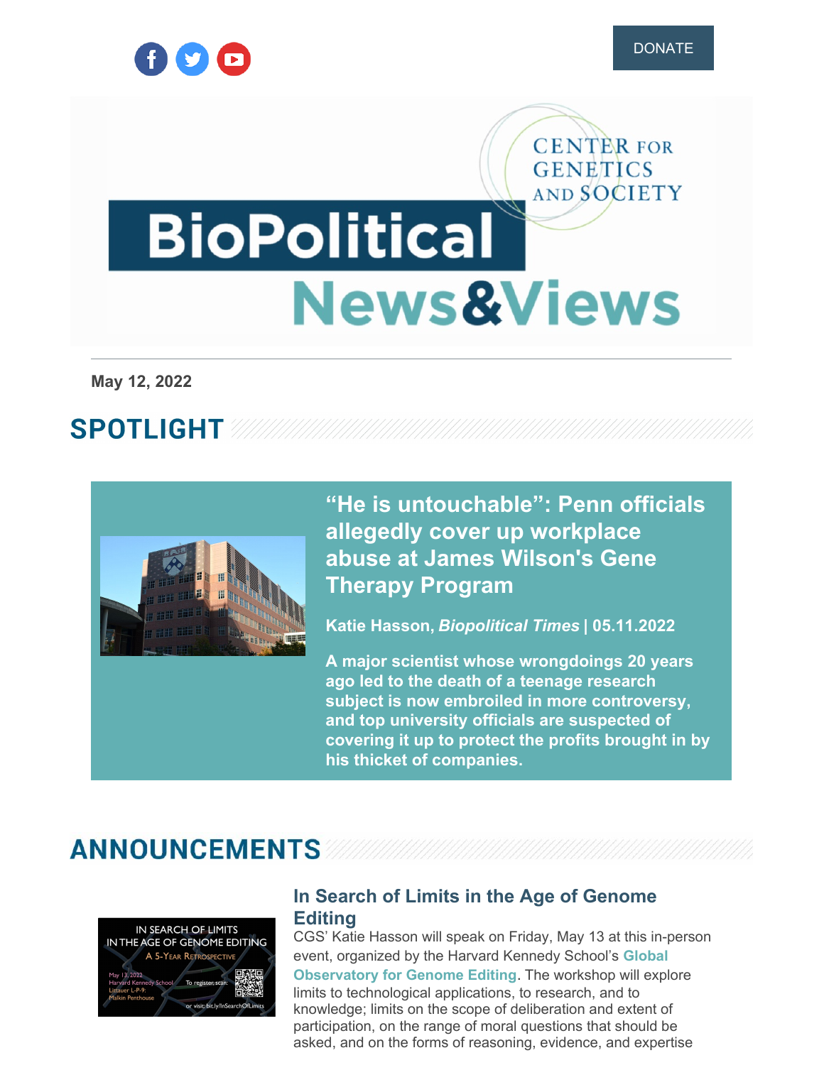DONATE

# BioPolitical News&Views

Center for Genetics and Society

May 12, 2022

## SPOTLIGHT

### "He is untouchable": Penn officials allegedly cover up workplace abuse at James Wilson's Gene Therapy Program

**Katie Hasson, *Biopolitical Times* | 05.11.2022**

**A major scientist whose wrongdoings 20 years ago led to the death of a teenage research subject is now embroiled in more controversy, and top university officials are suspected of covering it up to protect the profits brought in by his thicket of companies.**

## ANNOUNCEMENTS

### In Search of Limits in the Age of Genome Editing

CGS' Katie Hasson will speak on Friday, May 13 at this in-person event, organized by the Harvard Kennedy School's **Global Observatory for Genome Editing**. The workshop will explore limits to technological applications, to research, and to knowledge; limits on the scope of deliberation and extent of participation, on the range of moral questions that should be asked, and on the forms of reasoning, evidence, and expertise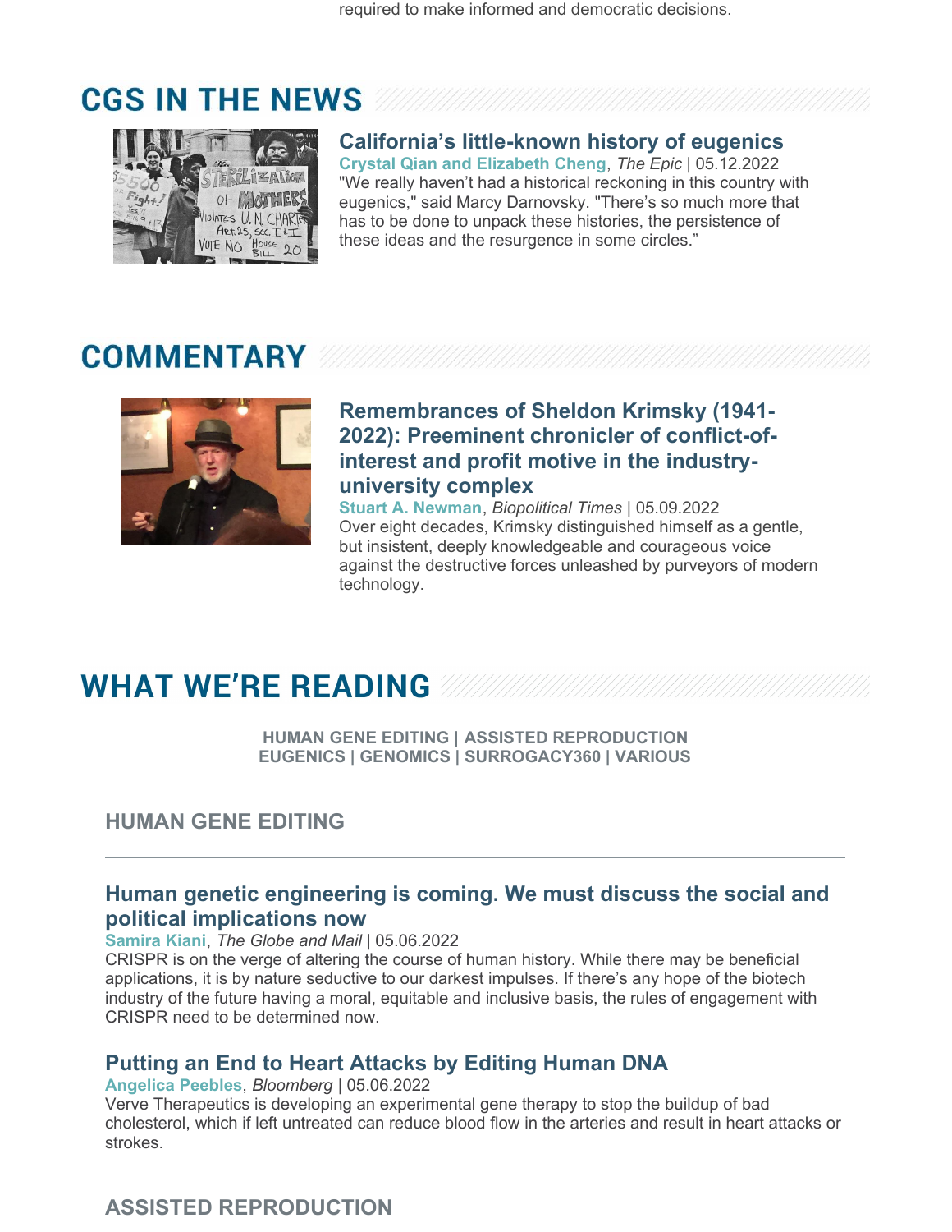required to make informed and democratic decisions.

## CGS IN THE NEWS

### California's little-known history of eugenics

**Crystal Qian and Elizabeth Cheng**, *The Epic* | 05.12.2022

"We really haven't had a historical reckoning in this country with eugenics," said Marcy Darnovsky. "There's so much more that has to be done to unpack these histories, the persistence of these ideas and the resurgence in some circles."

## COMMENTARY

### Remembrances of Sheldon Krimsky (1941-2022): Preeminent chronicler of conflict-of-interest and profit motive in the industry-university complex

**Stuart A. Newman**, *Biopolitical Times* | 05.09.2022

Over eight decades, Krimsky distinguished himself as a gentle, but insistent, deeply knowledgeable and courageous voice against the destructive forces unleashed by purveyors of modern technology.

## WHAT WE'RE READING

**HUMAN GENE EDITING | ASSISTED REPRODUCTION**
**EUGENICS | GENOMICS | SURROGACY360 | VARIOUS**

### HUMAN GENE EDITING

---

#### Human genetic engineering is coming. We must discuss the social and political implications now

**Samira Kiani**, *The Globe and Mail* | 05.06.2022

CRISPR is on the verge of altering the course of human history. While there may be beneficial applications, it is by nature seductive to our darkest impulses. If there's any hope of the biotech industry of the future having a moral, equitable and inclusive basis, the rules of engagement with CRISPR need to be determined now.

#### Putting an End to Heart Attacks by Editing Human DNA

**Angelica Peebles**, *Bloomberg* | 05.06.2022

Verve Therapeutics is developing an experimental gene therapy to stop the buildup of bad cholesterol, which if left untreated can reduce blood flow in the arteries and result in heart attacks or strokes.

### ASSISTED REPRODUCTION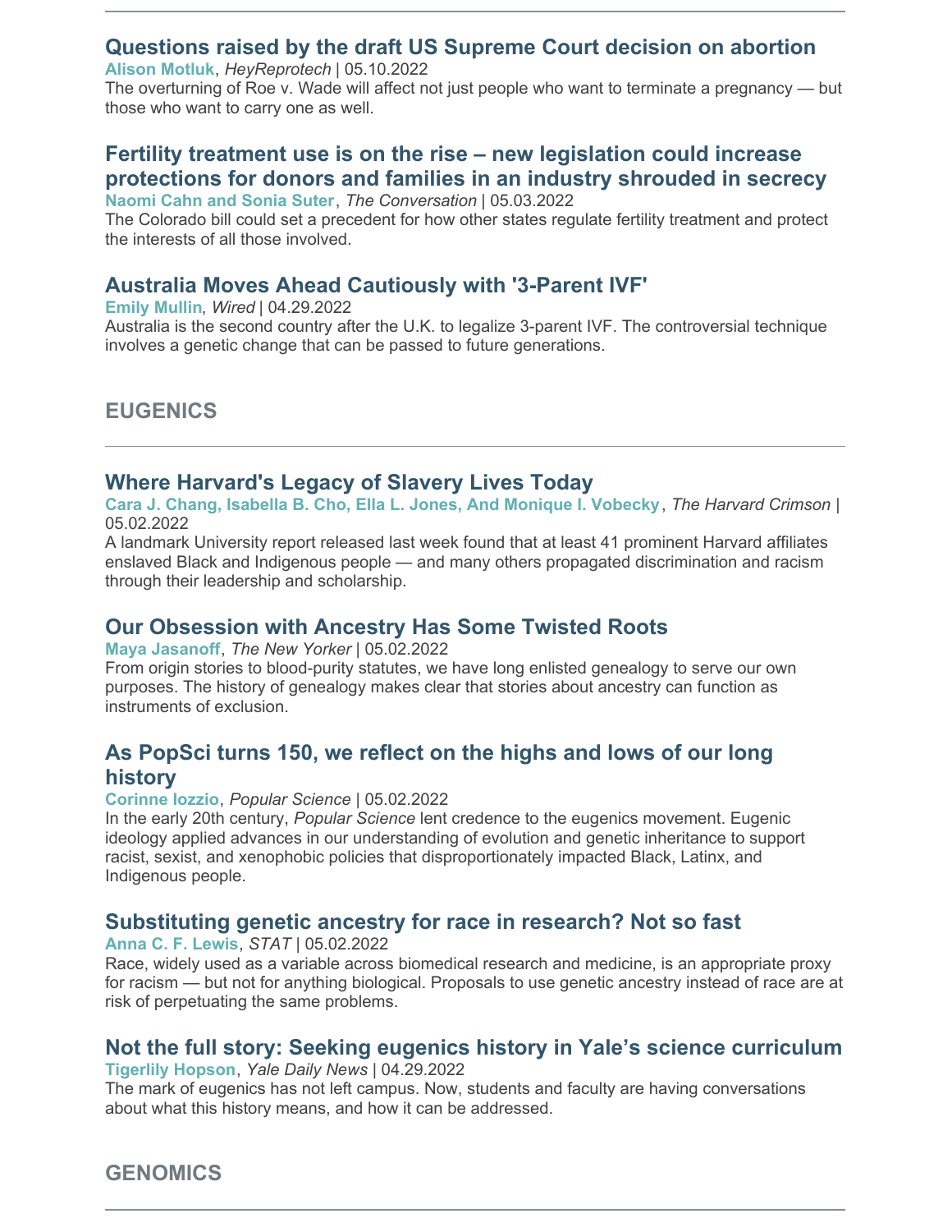### Questions raised by the draft US Supreme Court decision on abortion

**Alison Motluk**, *HeyReprotech* | 05.10.2022

The overturning of Roe v. Wade will affect not just people who want to terminate a pregnancy — but those who want to carry one as well.

### Fertility treatment use is on the rise – new legislation could increase protections for donors and families in an industry shrouded in secrecy

**Naomi Cahn and Sonia Suter**, *The Conversation* | 05.03.2022

The Colorado bill could set a precedent for how other states regulate fertility treatment and protect the interests of all those involved.

### Australia Moves Ahead Cautiously with '3-Parent IVF'

**Emily Mullin**, *Wired* | 04.29.2022

Australia is the second country after the U.K. to legalize 3-parent IVF. The controversial technique involves a genetic change that can be passed to future generations.

## EUGENICS

---

### Where Harvard's Legacy of Slavery Lives Today

**Cara J. Chang, Isabella B. Cho, Ella L. Jones, And Monique I. Vobecky**, *The Harvard Crimson* | 05.02.2022

A landmark University report released last week found that at least 41 prominent Harvard affiliates enslaved Black and Indigenous people — and many others propagated discrimination and racism through their leadership and scholarship.

### Our Obsession with Ancestry Has Some Twisted Roots

**Maya Jasanoff**, *The New Yorker* | 05.02.2022

From origin stories to blood-purity statutes, we have long enlisted genealogy to serve our own purposes. The history of genealogy makes clear that stories about ancestry can function as instruments of exclusion.

### As PopSci turns 150, we reflect on the highs and lows of our long history

**Corinne Iozzio**, *Popular Science* | 05.02.2022

In the early 20th century, *Popular Science* lent credence to the eugenics movement. Eugenic ideology applied advances in our understanding of evolution and genetic inheritance to support racist, sexist, and xenophobic policies that disproportionately impacted Black, Latinx, and Indigenous people.

### Substituting genetic ancestry for race in research? Not so fast

**Anna C. F. Lewis**, *STAT* | 05.02.2022

Race, widely used as a variable across biomedical research and medicine, is an appropriate proxy for racism — but not for anything biological. Proposals to use genetic ancestry instead of race are at risk of perpetuating the same problems.

### Not the full story: Seeking eugenics history in Yale's science curriculum

**Tigerlily Hopson**, *Yale Daily News* | 04.29.2022

The mark of eugenics has not left campus. Now, students and faculty are having conversations about what this history means, and how it can be addressed.

## GENOMICS

---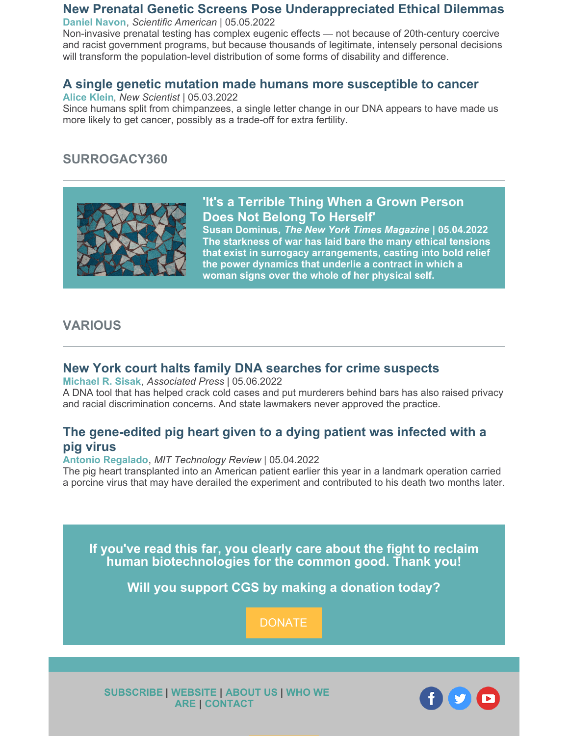### New Prenatal Genetic Screens Pose Underappreciated Ethical Dilemmas

**Daniel Navon**, *Scientific American* | 05.05.2022

Non-invasive prenatal testing has complex eugenic effects — not because of 20th-century coercive and racist government programs, but because thousands of legitimate, intensely personal decisions will transform the population-level distribution of some forms of disability and difference.

### A single genetic mutation made humans more susceptible to cancer

**Alice Klein**, *New Scientist* | 05.03.2022

Since humans split from chimpanzees, a single letter change in our DNA appears to have made us more likely to get cancer, possibly as a trade-off for extra fertility.

## SURROGACY360

### 'It's a Terrible Thing When a Grown Person Does Not Belong To Herself'

**Susan Dominus, *The New York Times Magazine* | 05.04.2022**

**The starkness of war has laid bare the many ethical tensions that exist in surrogacy arrangements, casting into bold relief the power dynamics that underlie a contract in which a woman signs over the whole of her physical self.**

## VARIOUS

### New York court halts family DNA searches for crime suspects

**Michael R. Sisak**, *Associated Press* | 05.06.2022

A DNA tool that has helped crack cold cases and put murderers behind bars has also raised privacy and racial discrimination concerns. And state lawmakers never approved the practice.

### The gene-edited pig heart given to a dying patient was infected with a pig virus

**Antonio Regalado**, *MIT Technology Review* | 05.04.2022

The pig heart transplanted into an American patient earlier this year in a landmark operation carried a porcine virus that may have derailed the experiment and contributed to his death two months later.

**If you've read this far, you clearly care about the fight to reclaim human biotechnologies for the common good. Thank you!**

**Will you support CGS by making a donation today?**

DONATE

**SUBSCRIBE** | **WEBSITE** | **ABOUT US** | **WHO WE ARE** | **CONTACT**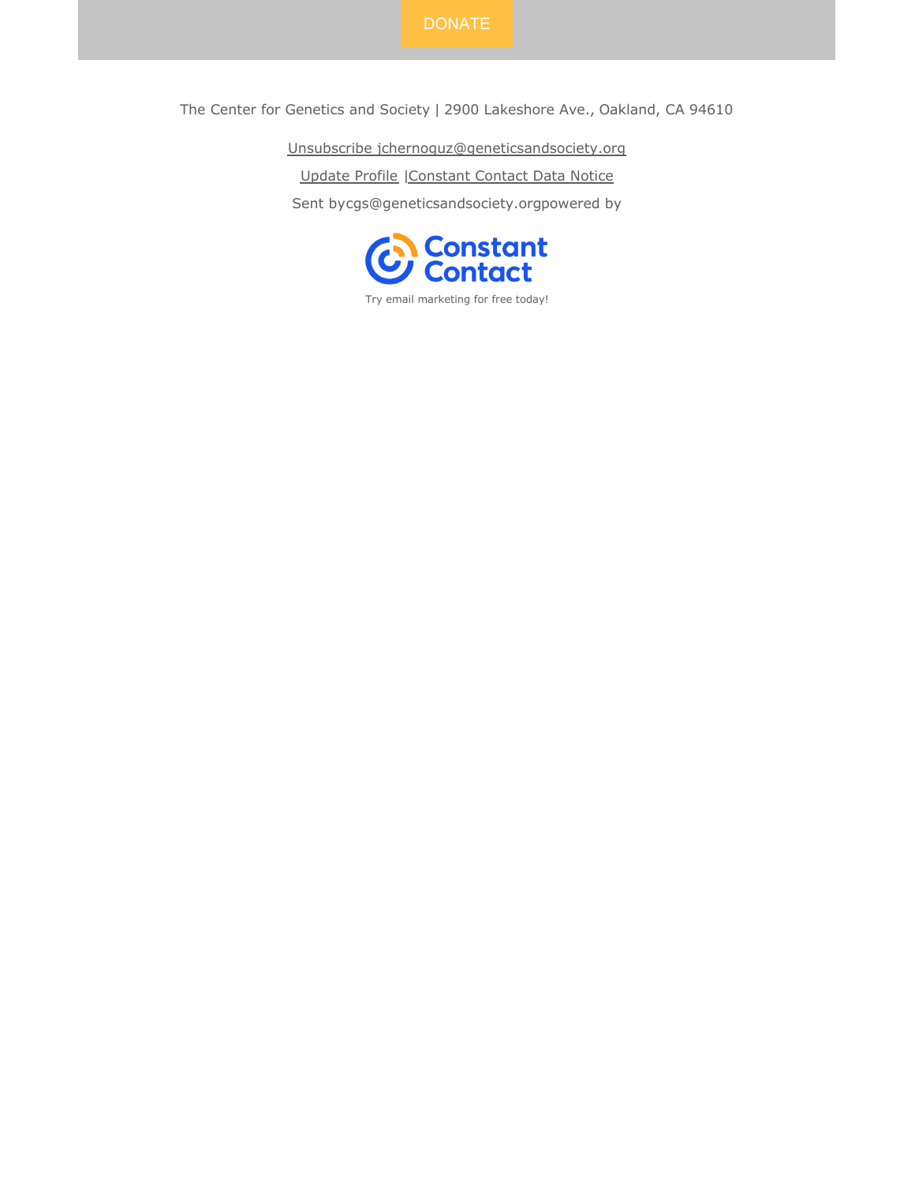DONATE

The Center for Genetics and Society | 2900 Lakeshore Ave., Oakland, CA 94610

Unsubscribe jchernoguz@geneticsandsociety.org

Update Profile |Constant Contact Data Notice

Sent bycgs@geneticsandsociety.orgpowered by

Constant Contact

Try email marketing for free today!